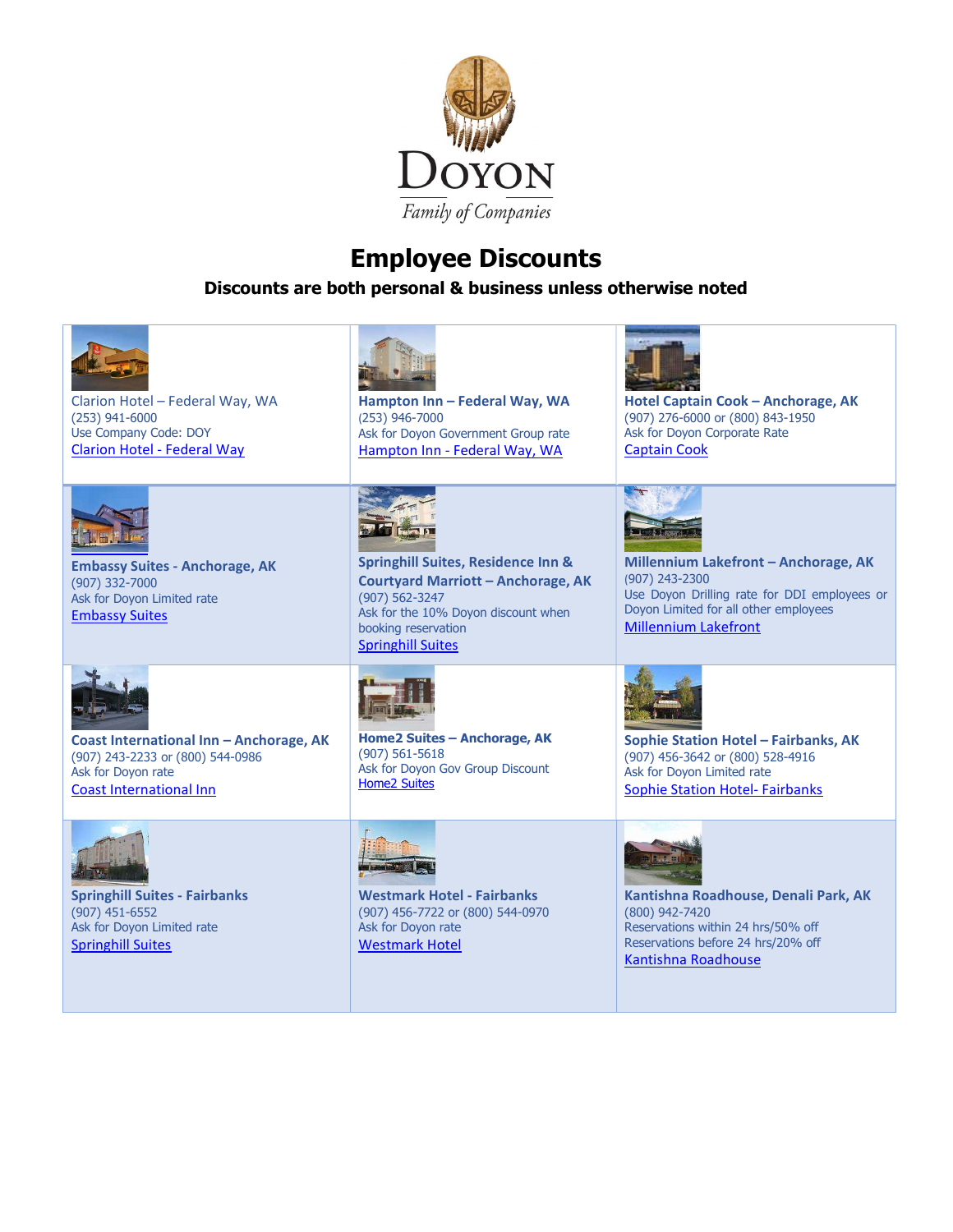Doyon
Family of Companies

# Employee Discounts

**Discounts are both personal & business unless otherwise noted**

| | | |
|---|---|---|
| Clarion Hotel – Federal Way, WA<br>(253) 941-6000<br>Use Company Code: DOY<br>Clarion Hotel - Federal Way | **Hampton Inn – Federal Way, WA**<br>(253) 946-7000<br>Ask for Doyon Government Group rate<br>Hampton Inn - Federal Way, WA | **Hotel Captain Cook – Anchorage, AK**<br>(907) 276-6000 or (800) 843-1950<br>Ask for Doyon Corporate Rate<br>Captain Cook |
| **Embassy Suites - Anchorage, AK**<br>(907) 332-7000<br>Ask for Doyon Limited rate<br>Embassy Suites | **Springhill Suites, Residence Inn & Courtyard Marriott – Anchorage, AK**<br>(907) 562-3247<br>Ask for the 10% Doyon discount when booking reservation<br>Springhill Suites | **Millennium Lakefront – Anchorage, AK**<br>(907) 243-2300<br>Use Doyon Drilling rate for DDI employees or Doyon Limited for all other employees<br>Millennium Lakefront |
| **Coast International Inn – Anchorage, AK**<br>(907) 243-2233 or (800) 544-0986<br>Ask for Doyon rate<br>Coast International Inn | **Home2 Suites – Anchorage, AK**<br>(907) 561-5618<br>Ask for Doyon Gov Group Discount<br>Home2 Suites | **Sophie Station Hotel – Fairbanks, AK**<br>(907) 456-3642 or (800) 528-4916<br>Ask for Doyon Limited rate<br>Sophie Station Hotel- Fairbanks |
| **Springhill Suites - Fairbanks**<br>(907) 451-6552<br>Ask for Doyon Limited rate<br>Springhill Suites | **Westmark Hotel - Fairbanks**<br>(907) 456-7722 or (800) 544-0970<br>Ask for Doyon rate<br>Westmark Hotel | **Kantishna Roadhouse, Denali Park, AK**<br>(800) 942-7420<br>Reservations within 24 hrs/50% off<br>Reservations before 24 hrs/20% off<br>Kantishna Roadhouse |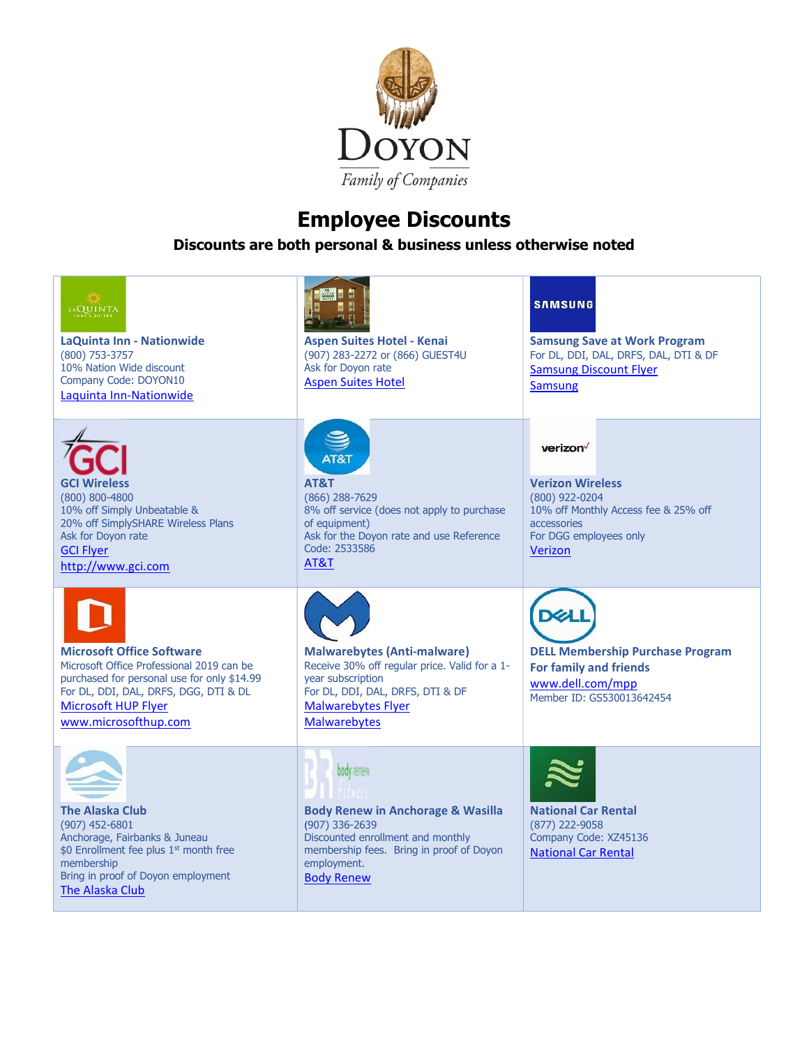# Doyon Family of Companies

## Employee Discounts

**Discounts are both personal & business unless otherwise noted**

| | | |
|---|---|---|
| **LaQuinta Inn - Nationwide**<br>(800) 753-3757<br>10% Nation Wide discount<br>Company Code: DOYON10<br>Laquinta Inn-Nationwide | **Aspen Suites Hotel - Kenai**<br>(907) 283-2272 or (866) GUEST4U<br>Ask for Doyon rate<br>Aspen Suites Hotel | **Samsung Save at Work Program**<br>For DL, DDI, DAL, DRFS, DAL, DTI & DF<br>Samsung Discount Flyer<br>Samsung |
| **GCI Wireless**<br>(800) 800-4800<br>10% off Simply Unbeatable &<br>20% off SimplySHARE Wireless Plans<br>Ask for Doyon rate<br>GCI Flyer<br>http://www.gci.com | **AT&T**<br>(866) 288-7629<br>8% off service (does not apply to purchase of equipment)<br>Ask for the Doyon rate and use Reference Code: 2533586<br>AT&T | **Verizon Wireless**<br>(800) 922-0204<br>10% off Monthly Access fee & 25% off accessories<br>For DGG employees only<br>Verizon |
| **Microsoft Office Software**<br>Microsoft Office Professional 2019 can be purchased for personal use for only $14.99<br>For DL, DDI, DAL, DRFS, DGG, DTI & DL<br>Microsoft HUP Flyer<br>www.microsofthup.com | **Malwarebytes (Anti-malware)**<br>Receive 30% off regular price. Valid for a 1-year subscription<br>For DL, DDI, DAL, DRFS, DTI & DF<br>Malwarebytes Flyer<br>Malwarebytes | **DELL Membership Purchase Program**<br>**For family and friends**<br>www.dell.com/mpp<br>Member ID: GS530013642454 |
| **The Alaska Club**<br>(907) 452-6801<br>Anchorage, Fairbanks & Juneau<br>$0 Enrollment fee plus 1st month free membership<br>Bring in proof of Doyon employment<br>The Alaska Club | **Body Renew in Anchorage & Wasilla**<br>(907) 336-2639<br>Discounted enrollment and monthly membership fees. Bring in proof of Doyon employment.<br>Body Renew | **National Car Rental**<br>(877) 222-9058<br>Company Code: XZ45136<br>National Car Rental |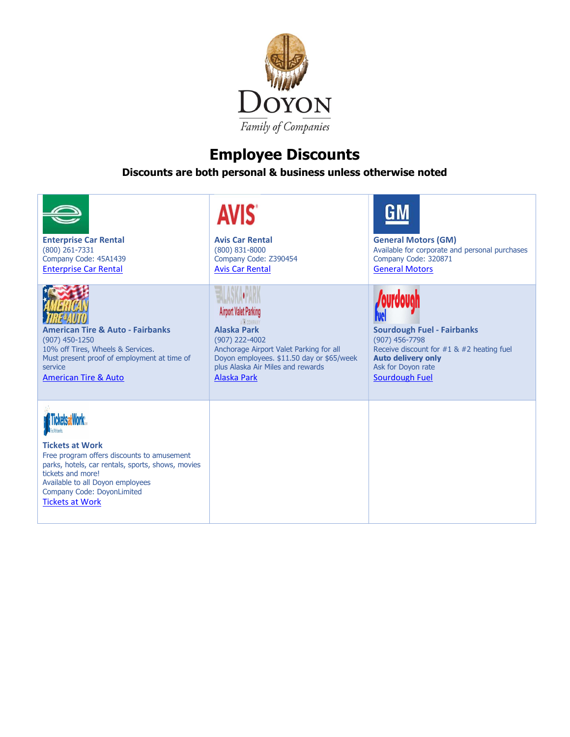Doyon Family of Companies

# Employee Discounts

**Discounts are both personal & business unless otherwise noted**

| | | |
|---|---|---|
| **Enterprise Car Rental**<br>(800) 261-7331<br>Company Code: 45A1439<br>Enterprise Car Rental | **Avis Car Rental**<br>(800) 831-8000<br>Company Code: Z390454<br>Avis Car Rental | **General Motors (GM)**<br>Available for corporate and personal purchases<br>Company Code: 320871<br>General Motors |
| **American Tire & Auto - Fairbanks**<br>(907) 450-1250<br>10% off Tires, Wheels & Services.<br>Must present proof of employment at time of service<br>American Tire & Auto | **Alaska Park**<br>(907) 222-4002<br>Anchorage Airport Valet Parking for all Doyon employees. $11.50 day or $65/week plus Alaska Air Miles and rewards<br>Alaska Park | **Sourdough Fuel - Fairbanks**<br>(907) 456-7798<br>Receive discount for #1 & #2 heating fuel<br>**Auto delivery only**<br>Ask for Doyon rate<br>Sourdough Fuel |
| **Tickets at Work**<br>Free program offers discounts to amusement parks, hotels, car rentals, sports, shows, movies tickets and more!<br>Available to all Doyon employees<br>Company Code: DoyonLimited<br>Tickets at Work | | |